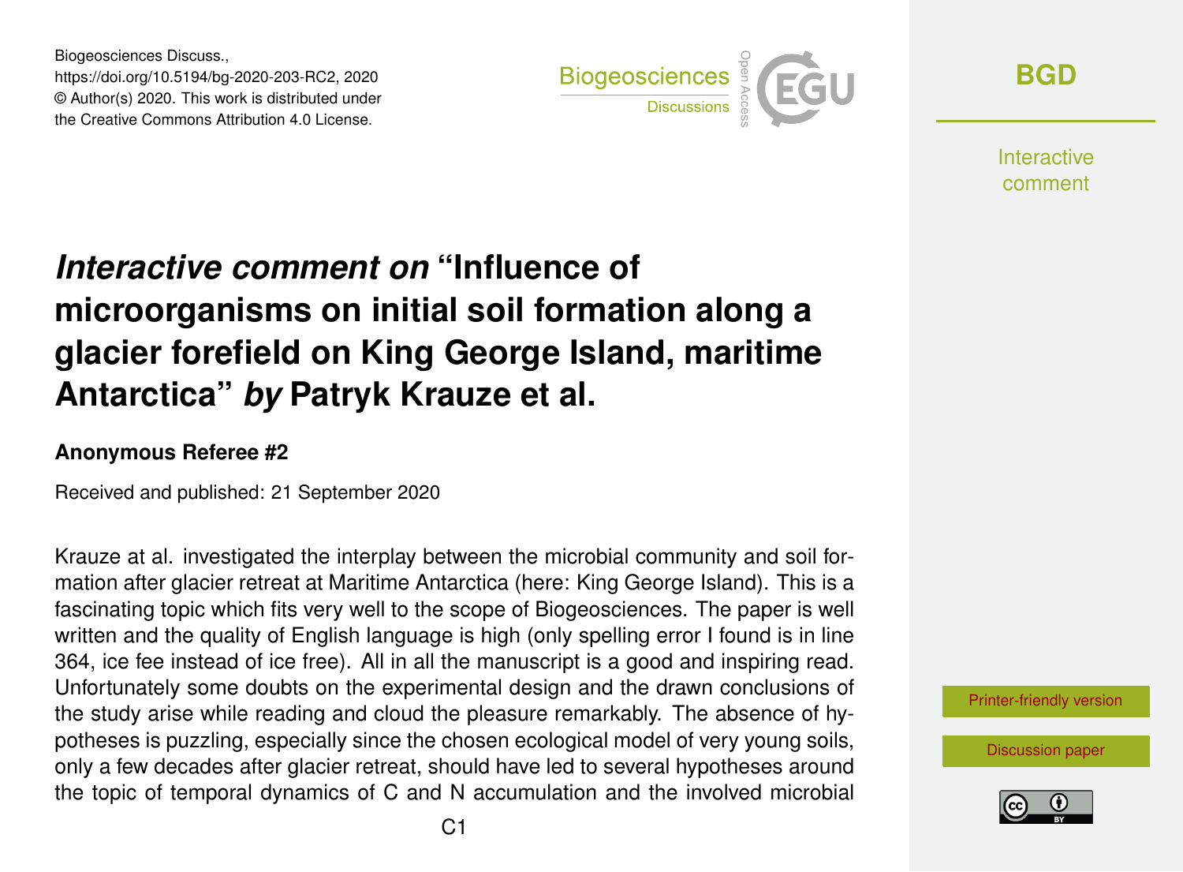Biogeosciences Discuss.,
https://doi.org/10.5194/bg-2020-203-RC2, 2020
© Author(s) 2020. This work is distributed under
the Creative Commons Attribution 4.0 License.

# *Interactive comment on* “Influence of microorganisms on initial soil formation along a glacier forefield on King George Island, maritime Antarctica” *by* Patryk Krauze et al.

### Anonymous Referee #2

Received and published: 21 September 2020

Krauze at al. investigated the interplay between the microbial community and soil formation after glacier retreat at Maritime Antarctica (here: King George Island). This is a fascinating topic which fits very well to the scope of Biogeosciences. The paper is well written and the quality of English language is high (only spelling error I found is in line 364, ice fee instead of ice free). All in all the manuscript is a good and inspiring read. Unfortunately some doubts on the experimental design and the drawn conclusions of the study arise while reading and cloud the pleasure remarkably. The absence of hypotheses is puzzling, especially since the chosen ecological model of very young soils, only a few decades after glacier retreat, should have led to several hypotheses around the topic of temporal dynamics of C and N accumulation and the involved microbial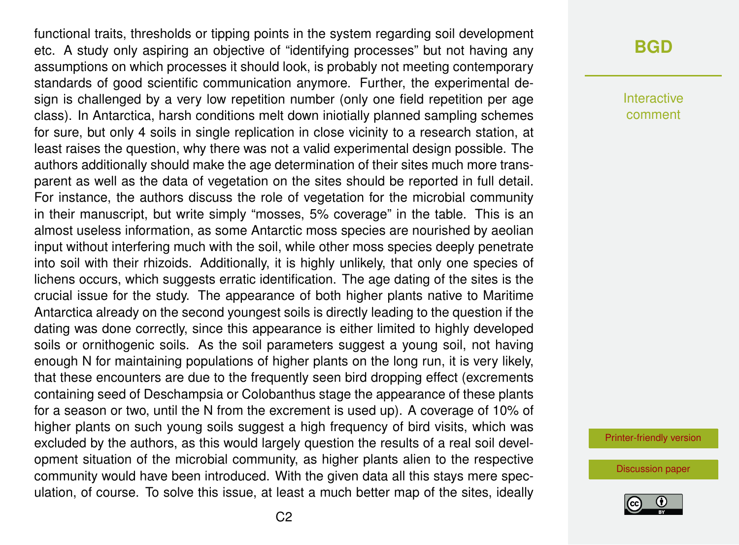functional traits, thresholds or tipping points in the system regarding soil development etc. A study only aspiring an objective of "identifying processes" but not having any assumptions on which processes it should look, is probably not meeting contemporary standards of good scientific communication anymore. Further, the experimental design is challenged by a very low repetition number (only one field repetition per age class). In Antarctica, harsh conditions melt down iniotially planned sampling schemes for sure, but only 4 soils in single replication in close vicinity to a research station, at least raises the question, why there was not a valid experimental design possible. The authors additionally should make the age determination of their sites much more transparent as well as the data of vegetation on the sites should be reported in full detail. For instance, the authors discuss the role of vegetation for the microbial community in their manuscript, but write simply "mosses, 5% coverage" in the table. This is an almost useless information, as some Antarctic moss species are nourished by aeolian input without interfering much with the soil, while other moss species deeply penetrate into soil with their rhizoids. Additionally, it is highly unlikely, that only one species of lichens occurs, which suggests erratic identification. The age dating of the sites is the crucial issue for the study. The appearance of both higher plants native to Maritime Antarctica already on the second youngest soils is directly leading to the question if the dating was done correctly, since this appearance is either limited to highly developed soils or ornithogenic soils. As the soil parameters suggest a young soil, not having enough N for maintaining populations of higher plants on the long run, it is very likely, that these encounters are due to the frequently seen bird dropping effect (excrements containing seed of Deschampsia or Colobanthus stage the appearance of these plants for a season or two, until the N from the excrement is used up). A coverage of 10% of higher plants on such young soils suggest a high frequency of bird visits, which was excluded by the authors, as this would largely question the results of a real soil development situation of the microbial community, as higher plants alien to the respective community would have been introduced. With the given data all this stays mere speculation, of course. To solve this issue, at least a much better map of the sites, ideally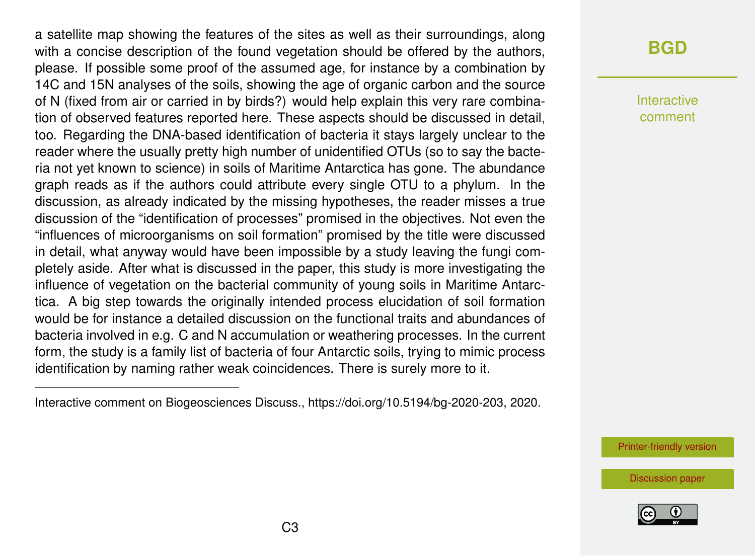a satellite map showing the features of the sites as well as their surroundings, along with a concise description of the found vegetation should be offered by the authors, please. If possible some proof of the assumed age, for instance by a combination by 14C and 15N analyses of the soils, showing the age of organic carbon and the source of N (fixed from air or carried in by birds?) would help explain this very rare combination of observed features reported here. These aspects should be discussed in detail, too. Regarding the DNA-based identification of bacteria it stays largely unclear to the reader where the usually pretty high number of unidentified OTUs (so to say the bacteria not yet known to science) in soils of Maritime Antarctica has gone. The abundance graph reads as if the authors could attribute every single OTU to a phylum. In the discussion, as already indicated by the missing hypotheses, the reader misses a true discussion of the "identification of processes" promised in the objectives. Not even the "influences of microorganisms on soil formation" promised by the title were discussed in detail, what anyway would have been impossible by a study leaving the fungi completely aside. After what is discussed in the paper, this study is more investigating the influence of vegetation on the bacterial community of young soils in Maritime Antarctica. A big step towards the originally intended process elucidation of soil formation would be for instance a detailed discussion on the functional traits and abundances of bacteria involved in e.g. C and N accumulation or weathering processes. In the current form, the study is a family list of bacteria of four Antarctic soils, trying to mimic process identification by naming rather weak coincidences. There is surely more to it.

---

Interactive comment on Biogeosciences Discuss., https://doi.org/10.5194/bg-2020-203, 2020.